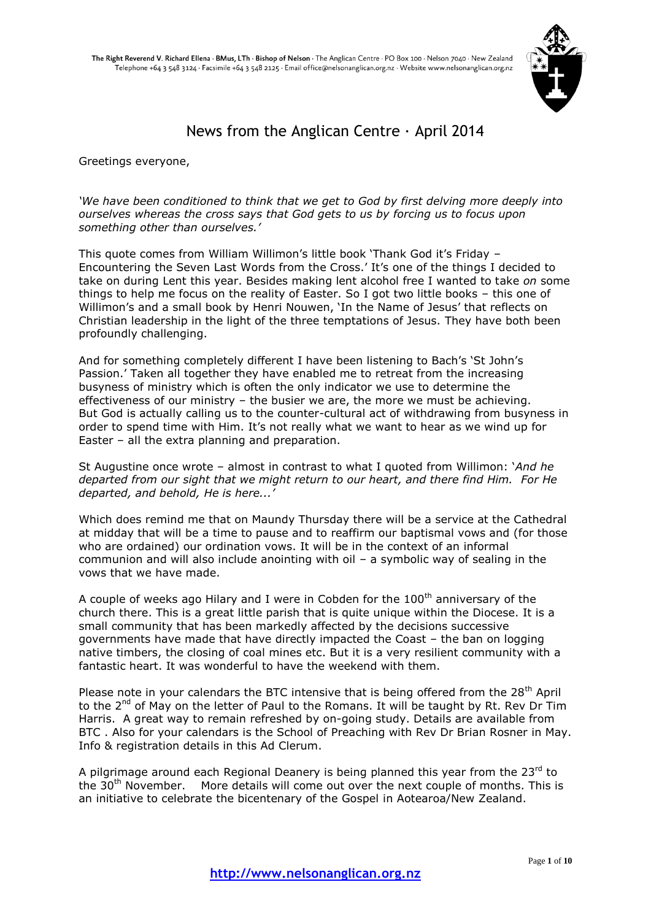The Right Reverend V. Richard Ellena · BMus, LTh · Bishop of Nelson · The Anglican Centre · PO Box 100 · Nelson 7040 · New Zealand
Telephone +64 3 548 3124 · Facsimile +64 3 548 2125 · Email office@nelsonanglican.org.nz · Website www.nelsonanglican.org.nz

# News from the Anglican Centre · April 2014

Greetings everyone,

*'We have been conditioned to think that we get to God by first delving more deeply into ourselves whereas the cross says that God gets to us by forcing us to focus upon something other than ourselves.'*

This quote comes from William Willimon's little book 'Thank God it's Friday – Encountering the Seven Last Words from the Cross.' It's one of the things I decided to take on during Lent this year. Besides making lent alcohol free I wanted to take *on* some things to help me focus on the reality of Easter. So I got two little books – this one of Willimon's and a small book by Henri Nouwen, 'In the Name of Jesus' that reflects on Christian leadership in the light of the three temptations of Jesus. They have both been profoundly challenging.

And for something completely different I have been listening to Bach's 'St John's Passion.' Taken all together they have enabled me to retreat from the increasing busyness of ministry which is often the only indicator we use to determine the effectiveness of our ministry – the busier we are, the more we must be achieving. But God is actually calling us to the counter-cultural act of withdrawing from busyness in order to spend time with Him. It's not really what we want to hear as we wind up for Easter – all the extra planning and preparation.

St Augustine once wrote – almost in contrast to what I quoted from Willimon: '*And he departed from our sight that we might return to our heart, and there find Him. For He departed, and behold, He is here...'*

Which does remind me that on Maundy Thursday there will be a service at the Cathedral at midday that will be a time to pause and to reaffirm our baptismal vows and (for those who are ordained) our ordination vows. It will be in the context of an informal communion and will also include anointing with oil – a symbolic way of sealing in the vows that we have made.

A couple of weeks ago Hilary and I were in Cobden for the 100th anniversary of the church there. This is a great little parish that is quite unique within the Diocese. It is a small community that has been markedly affected by the decisions successive governments have made that have directly impacted the Coast – the ban on logging native timbers, the closing of coal mines etc. But it is a very resilient community with a fantastic heart. It was wonderful to have the weekend with them.

Please note in your calendars the BTC intensive that is being offered from the 28th April to the 2nd of May on the letter of Paul to the Romans. It will be taught by Rt. Rev Dr Tim Harris. A great way to remain refreshed by on-going study. Details are available from BTC . Also for your calendars is the School of Preaching with Rev Dr Brian Rosner in May. Info & registration details in this Ad Clerum.

A pilgrimage around each Regional Deanery is being planned this year from the 23rd to the 30th November. More details will come out over the next couple of months. This is an initiative to celebrate the bicentenary of the Gospel in Aotearoa/New Zealand.

**http://www.nelsonanglican.org.nz**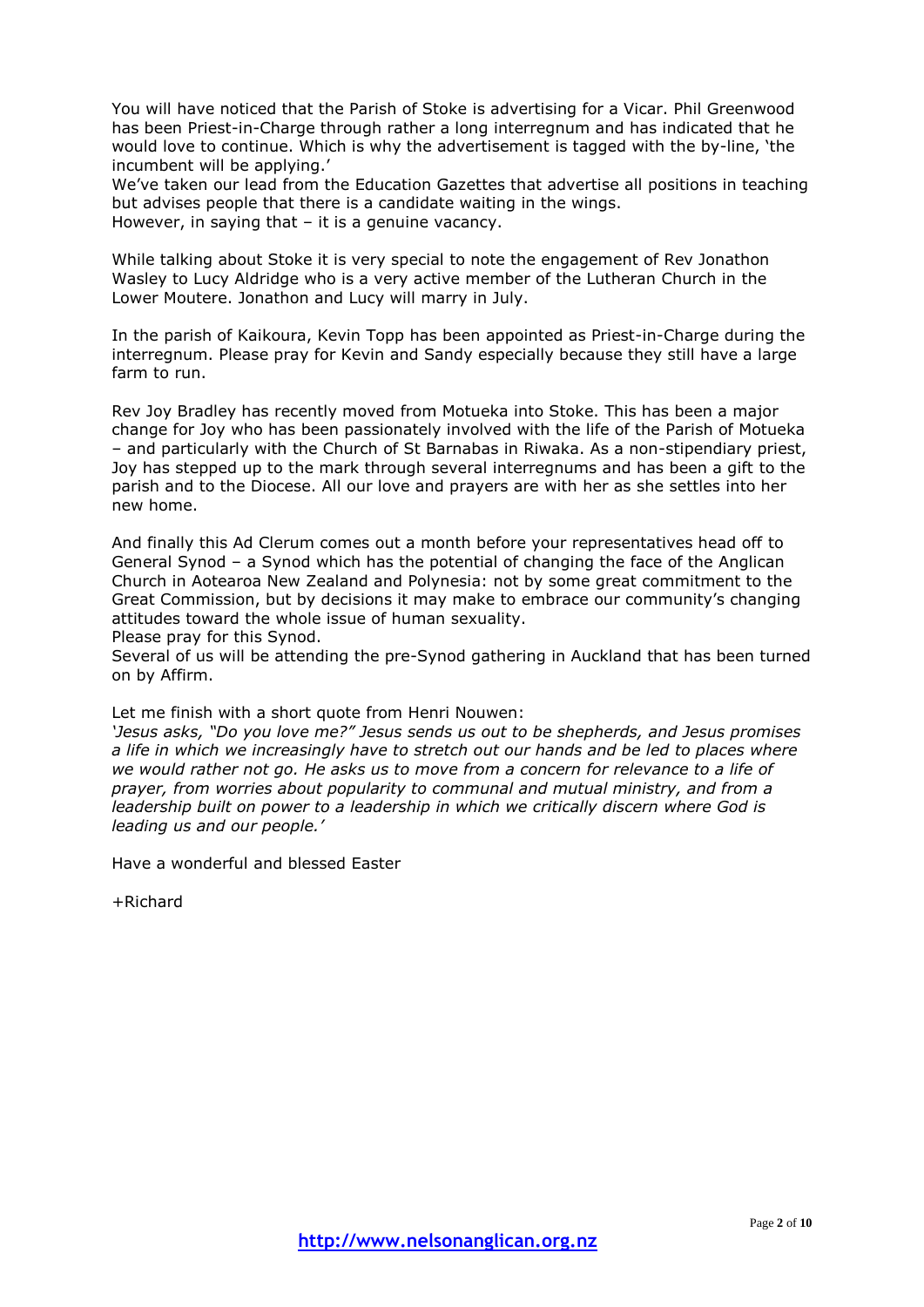You will have noticed that the Parish of Stoke is advertising for a Vicar. Phil Greenwood has been Priest-in-Charge through rather a long interregnum and has indicated that he would love to continue. Which is why the advertisement is tagged with the by-line, 'the incumbent will be applying.'

We've taken our lead from the Education Gazettes that advertise all positions in teaching but advises people that there is a candidate waiting in the wings.

However, in saying that – it is a genuine vacancy.

While talking about Stoke it is very special to note the engagement of Rev Jonathon Wasley to Lucy Aldridge who is a very active member of the Lutheran Church in the Lower Moutere. Jonathon and Lucy will marry in July.

In the parish of Kaikoura, Kevin Topp has been appointed as Priest-in-Charge during the interregnum. Please pray for Kevin and Sandy especially because they still have a large farm to run.

Rev Joy Bradley has recently moved from Motueka into Stoke. This has been a major change for Joy who has been passionately involved with the life of the Parish of Motueka – and particularly with the Church of St Barnabas in Riwaka. As a non-stipendiary priest, Joy has stepped up to the mark through several interregnums and has been a gift to the parish and to the Diocese. All our love and prayers are with her as she settles into her new home.

And finally this Ad Clerum comes out a month before your representatives head off to General Synod – a Synod which has the potential of changing the face of the Anglican Church in Aotearoa New Zealand and Polynesia: not by some great commitment to the Great Commission, but by decisions it may make to embrace our community's changing attitudes toward the whole issue of human sexuality.

Please pray for this Synod.

Several of us will be attending the pre-Synod gathering in Auckland that has been turned on by Affirm.

Let me finish with a short quote from Henri Nouwen:

*'Jesus asks, "Do you love me?" Jesus sends us out to be shepherds, and Jesus promises a life in which we increasingly have to stretch out our hands and be led to places where we would rather not go. He asks us to move from a concern for relevance to a life of prayer, from worries about popularity to communal and mutual ministry, and from a leadership built on power to a leadership in which we critically discern where God is leading us and our people.'*

Have a wonderful and blessed Easter

+Richard

http://www.nelsonanglican.org.nz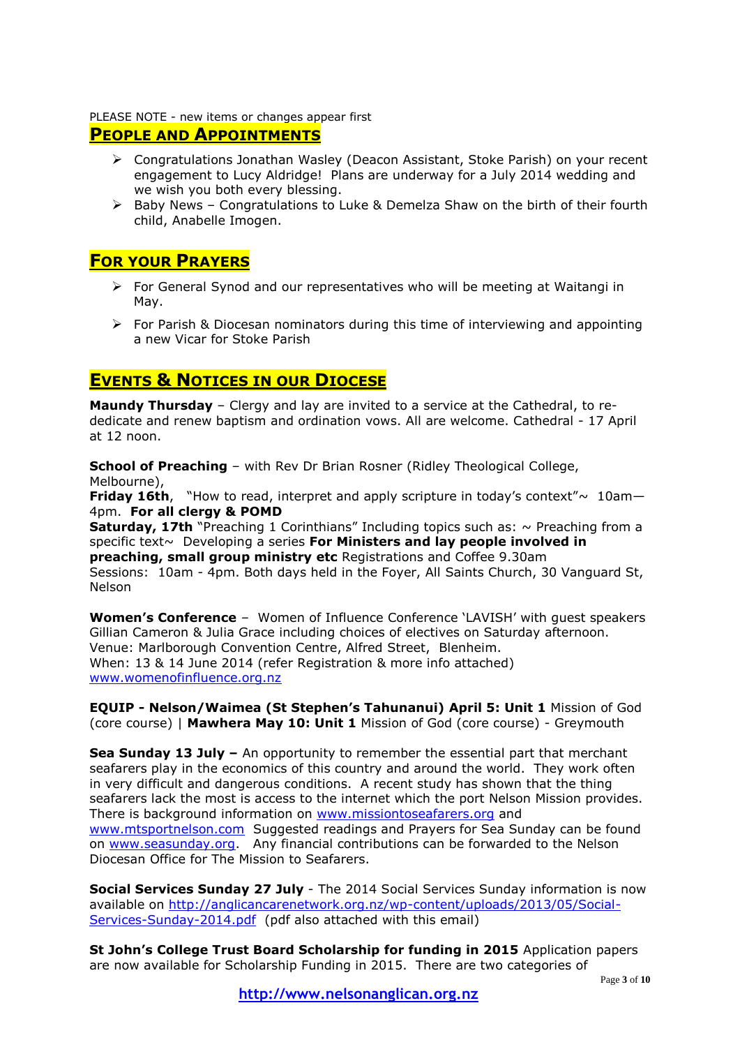PLEASE NOTE - new items or changes appear first

## PEOPLE AND APPOINTMENTS

- Congratulations Jonathan Wasley (Deacon Assistant, Stoke Parish) on your recent engagement to Lucy Aldridge! Plans are underway for a July 2014 wedding and we wish you both every blessing.
- Baby News – Congratulations to Luke & Demelza Shaw on the birth of their fourth child, Anabelle Imogen.

## FOR YOUR PRAYERS

- For General Synod and our representatives who will be meeting at Waitangi in May.
- For Parish & Diocesan nominators during this time of interviewing and appointing a new Vicar for Stoke Parish

## EVENTS & NOTICES IN OUR DIOCESE

**Maundy Thursday** – Clergy and lay are invited to a service at the Cathedral, to re-dedicate and renew baptism and ordination vows. All are welcome. Cathedral - 17 April at 12 noon.

**School of Preaching** – with Rev Dr Brian Rosner (Ridley Theological College, Melbourne),
**Friday 16th**, "How to read, interpret and apply scripture in today's context"~ 10am—4pm. **For all clergy & POMD**
**Saturday, 17th** "Preaching 1 Corinthians" Including topics such as: ~ Preaching from a specific text~ Developing a series **For Ministers and lay people involved in preaching, small group ministry etc** Registrations and Coffee 9.30am
Sessions: 10am - 4pm. Both days held in the Foyer, All Saints Church, 30 Vanguard St, Nelson

**Women's Conference** – Women of Influence Conference 'LAVISH' with guest speakers Gillian Cameron & Julia Grace including choices of electives on Saturday afternoon.
Venue: Marlborough Convention Centre, Alfred Street, Blenheim.
When: 13 & 14 June 2014 (refer Registration & more info attached)
www.womenofinfluence.org.nz

**EQUIP - Nelson/Waimea (St Stephen's Tahunanui) April 5: Unit 1** Mission of God (core course) | **Mawhera May 10: Unit 1** Mission of God (core course) - Greymouth

**Sea Sunday 13 July –** An opportunity to remember the essential part that merchant seafarers play in the economics of this country and around the world. They work often in very difficult and dangerous conditions. A recent study has shown that the thing seafarers lack the most is access to the internet which the port Nelson Mission provides. There is background information on www.missiontoseafarers.org and www.mtsportnelson.com Suggested readings and Prayers for Sea Sunday can be found on www.seasunday.org. Any financial contributions can be forwarded to the Nelson Diocesan Office for The Mission to Seafarers.

**Social Services Sunday 27 July** - The 2014 Social Services Sunday information is now available on http://anglicancarenetwork.org.nz/wp-content/uploads/2013/05/Social-Services-Sunday-2014.pdf (pdf also attached with this email)

**St John's College Trust Board Scholarship for funding in 2015** Application papers are now available for Scholarship Funding in 2015. There are two categories of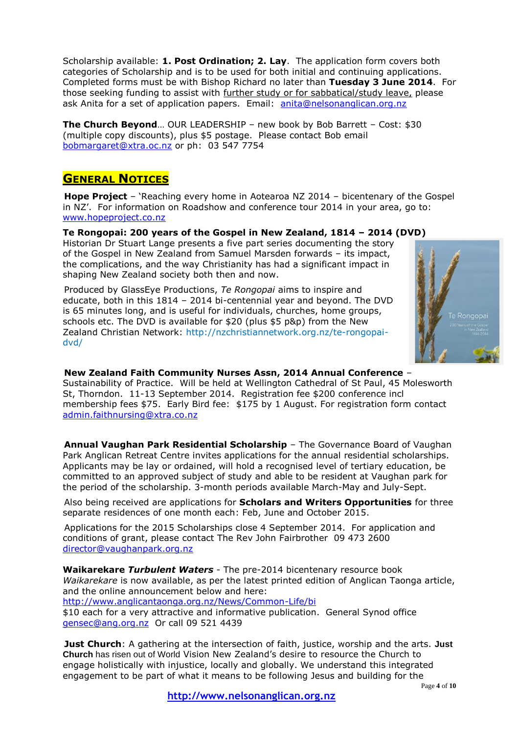Scholarship available: **1. Post Ordination; 2. Lay**. The application form covers both categories of Scholarship and is to be used for both initial and continuing applications. Completed forms must be with Bishop Richard no later than **Tuesday 3 June 2014**. For those seeking funding to assist with further study or for sabbatical/study leave, please ask Anita for a set of application papers. Email: anita@nelsonanglican.org.nz

**The Church Beyond**… OUR LEADERSHIP – new book by Bob Barrett – Cost: $30 (multiple copy discounts), plus $5 postage. Please contact Bob email bobmargaret@xtra.oc.nz or ph: 03 547 7754

## General Notices

**Hope Project** – 'Reaching every home in Aotearoa NZ 2014 – bicentenary of the Gospel in NZ'. For information on Roadshow and conference tour 2014 in your area, go to: www.hopeproject.co.nz

**Te Rongopai: 200 years of the Gospel in New Zealand, 1814 – 2014 (DVD)**
Historian Dr Stuart Lange presents a five part series documenting the story of the Gospel in New Zealand from Samuel Marsden forwards – its impact, the complications, and the way Christianity has had a significant impact in shaping New Zealand society both then and now.

Produced by GlassEye Productions, *Te Rongopai* aims to inspire and educate, both in this 1814 – 2014 bi-centennial year and beyond. The DVD is 65 minutes long, and is useful for individuals, churches, home groups, schools etc. The DVD is available for $20 (plus $5 p&p) from the New Zealand Christian Network: http://nzchristiannetwork.org.nz/te-rongopai-dvd/

**New Zealand Faith Community Nurses Assn, 2014 Annual Conference** – Sustainability of Practice. Will be held at Wellington Cathedral of St Paul, 45 Molesworth St, Thorndon. 11-13 September 2014. Registration fee $200 conference incl membership fees $75. Early Bird fee: $175 by 1 August. For registration form contact admin.faithnursing@xtra.co.nz

**Annual Vaughan Park Residential Scholarship** – The Governance Board of Vaughan Park Anglican Retreat Centre invites applications for the annual residential scholarships. Applicants may be lay or ordained, will hold a recognised level of tertiary education, be committed to an approved subject of study and able to be resident at Vaughan park for the period of the scholarship. 3-month periods available March-May and July-Sept.

Also being received are applications for **Scholars and Writers Opportunities** for three separate residences of one month each: Feb, June and October 2015.

Applications for the 2015 Scholarships close 4 September 2014. For application and conditions of grant, please contact The Rev John Fairbrother 09 473 2600 director@vaughanpark.org.nz

**Waikarekare *Turbulent Waters*** - The pre-2014 bicentenary resource book *Waikarekare* is now available, as per the latest printed edition of Anglican Taonga article, and the online announcement below and here:
http://www.anglicantaonga.org.nz/News/Common-Life/bi
$10 each for a very attractive and informative publication. General Synod office gensec@ang.org.nz Or call 09 521 4439

**Just Church**: A gathering at the intersection of faith, justice, worship and the arts. **Just Church** has risen out of World Vision New Zealand's desire to resource the Church to engage holistically with injustice, locally and globally. We understand this integrated engagement to be part of what it means to be following Jesus and building for the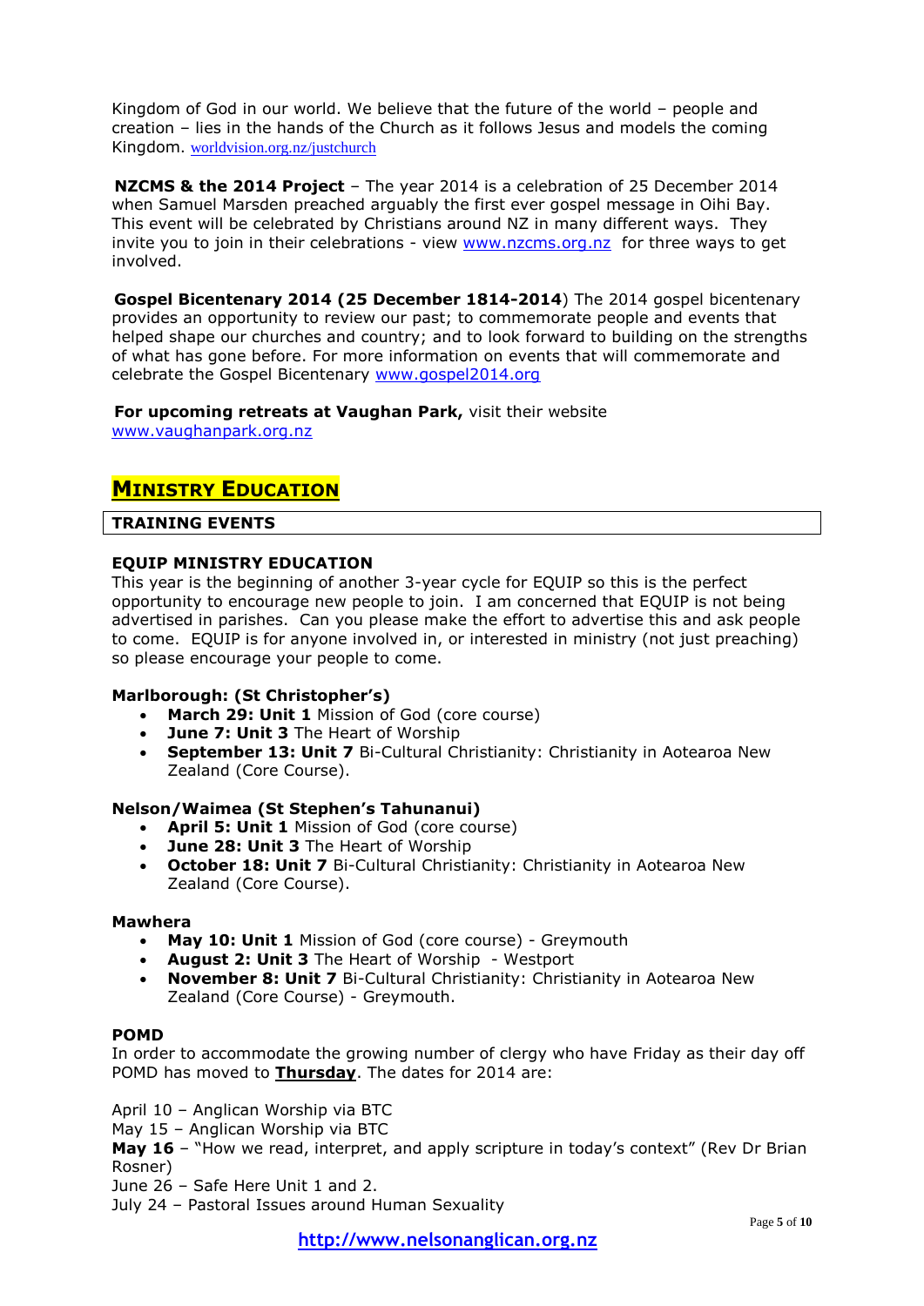Kingdom of God in our world. We believe that the future of the world – people and creation – lies in the hands of the Church as it follows Jesus and models the coming Kingdom. worldvision.org.nz/justchurch

**NZCMS & the 2014 Project** – The year 2014 is a celebration of 25 December 2014 when Samuel Marsden preached arguably the first ever gospel message in Oihi Bay. This event will be celebrated by Christians around NZ in many different ways. They invite you to join in their celebrations - view www.nzcms.org.nz for three ways to get involved.

**Gospel Bicentenary 2014 (25 December 1814-2014**) The 2014 gospel bicentenary provides an opportunity to review our past; to commemorate people and events that helped shape our churches and country; and to look forward to building on the strengths of what has gone before. For more information on events that will commemorate and celebrate the Gospel Bicentenary www.gospel2014.org

**For upcoming retreats at Vaughan Park,** visit their website www.vaughanpark.org.nz

## MINISTRY EDUCATION

### TRAINING EVENTS

**EQUIP MINISTRY EDUCATION**

This year is the beginning of another 3-year cycle for EQUIP so this is the perfect opportunity to encourage new people to join. I am concerned that EQUIP is not being advertised in parishes. Can you please make the effort to advertise this and ask people to come. EQUIP is for anyone involved in, or interested in ministry (not just preaching) so please encourage your people to come.

**Marlborough: (St Christopher's)**

- **March 29: Unit 1** Mission of God (core course)
- **June 7: Unit 3** The Heart of Worship
- **September 13: Unit 7** Bi-Cultural Christianity: Christianity in Aotearoa New Zealand (Core Course).

**Nelson/Waimea (St Stephen's Tahunanui)**

- **April 5: Unit 1** Mission of God (core course)
- **June 28: Unit 3** The Heart of Worship
- **October 18: Unit 7** Bi-Cultural Christianity: Christianity in Aotearoa New Zealand (Core Course).

**Mawhera**

- **May 10: Unit 1** Mission of God (core course) - Greymouth
- **August 2: Unit 3** The Heart of Worship - Westport
- **November 8: Unit 7** Bi-Cultural Christianity: Christianity in Aotearoa New Zealand (Core Course) - Greymouth.

**POMD**

In order to accommodate the growing number of clergy who have Friday as their day off POMD has moved to **Thursday**. The dates for 2014 are:

April 10 – Anglican Worship via BTC
May 15 – Anglican Worship via BTC
**May 16** – "How we read, interpret, and apply scripture in today's context" (Rev Dr Brian Rosner)
June 26 – Safe Here Unit 1 and 2.
July 24 – Pastoral Issues around Human Sexuality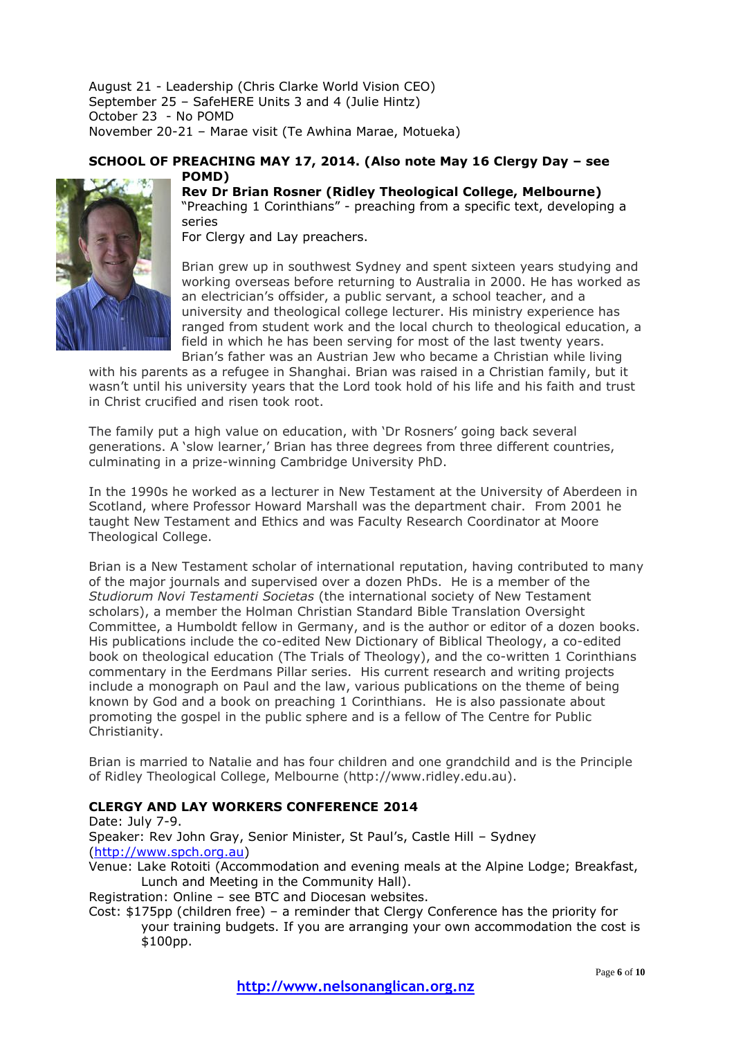August 21 - Leadership (Chris Clarke World Vision CEO)
September 25 – SafeHERE Units 3 and 4 (Julie Hintz)
October 23 - No POMD
November 20-21 – Marae visit (Te Awhina Marae, Motueka)

**SCHOOL OF PREACHING MAY 17, 2014. (Also note May 16 Clergy Day – see POMD)**

**Rev Dr Brian Rosner (Ridley Theological College, Melbourne)**
"Preaching 1 Corinthians" - preaching from a specific text, developing a series
For Clergy and Lay preachers.

Brian grew up in southwest Sydney and spent sixteen years studying and working overseas before returning to Australia in 2000. He has worked as an electrician's offsider, a public servant, a school teacher, and a university and theological college lecturer. His ministry experience has ranged from student work and the local church to theological education, a field in which he has been serving for most of the last twenty years. Brian's father was an Austrian Jew who became a Christian while living with his parents as a refugee in Shanghai. Brian was raised in a Christian family, but it wasn't until his university years that the Lord took hold of his life and his faith and trust in Christ crucified and risen took root.

The family put a high value on education, with 'Dr Rosners' going back several generations. A 'slow learner,' Brian has three degrees from three different countries, culminating in a prize-winning Cambridge University PhD.

In the 1990s he worked as a lecturer in New Testament at the University of Aberdeen in Scotland, where Professor Howard Marshall was the department chair. From 2001 he taught New Testament and Ethics and was Faculty Research Coordinator at Moore Theological College.

Brian is a New Testament scholar of international reputation, having contributed to many of the major journals and supervised over a dozen PhDs. He is a member of the *Studiorum Novi Testamenti Societas* (the international society of New Testament scholars), a member the Holman Christian Standard Bible Translation Oversight Committee, a Humboldt fellow in Germany, and is the author or editor of a dozen books. His publications include the co-edited New Dictionary of Biblical Theology, a co-edited book on theological education (The Trials of Theology), and the co-written 1 Corinthians commentary in the Eerdmans Pillar series. His current research and writing projects include a monograph on Paul and the law, various publications on the theme of being known by God and a book on preaching 1 Corinthians. He is also passionate about promoting the gospel in the public sphere and is a fellow of The Centre for Public Christianity.

Brian is married to Natalie and has four children and one grandchild and is the Principle of Ridley Theological College, Melbourne (http://www.ridley.edu.au).

**CLERGY AND LAY WORKERS CONFERENCE 2014**

Date: July 7-9.
Speaker: Rev John Gray, Senior Minister, St Paul's, Castle Hill – Sydney (http://www.spch.org.au)
Venue: Lake Rotoiti (Accommodation and evening meals at the Alpine Lodge; Breakfast, Lunch and Meeting in the Community Hall).
Registration: Online – see BTC and Diocesan websites.
Cost: $175pp (children free) – a reminder that Clergy Conference has the priority for your training budgets. If you are arranging your own accommodation the cost is $100pp.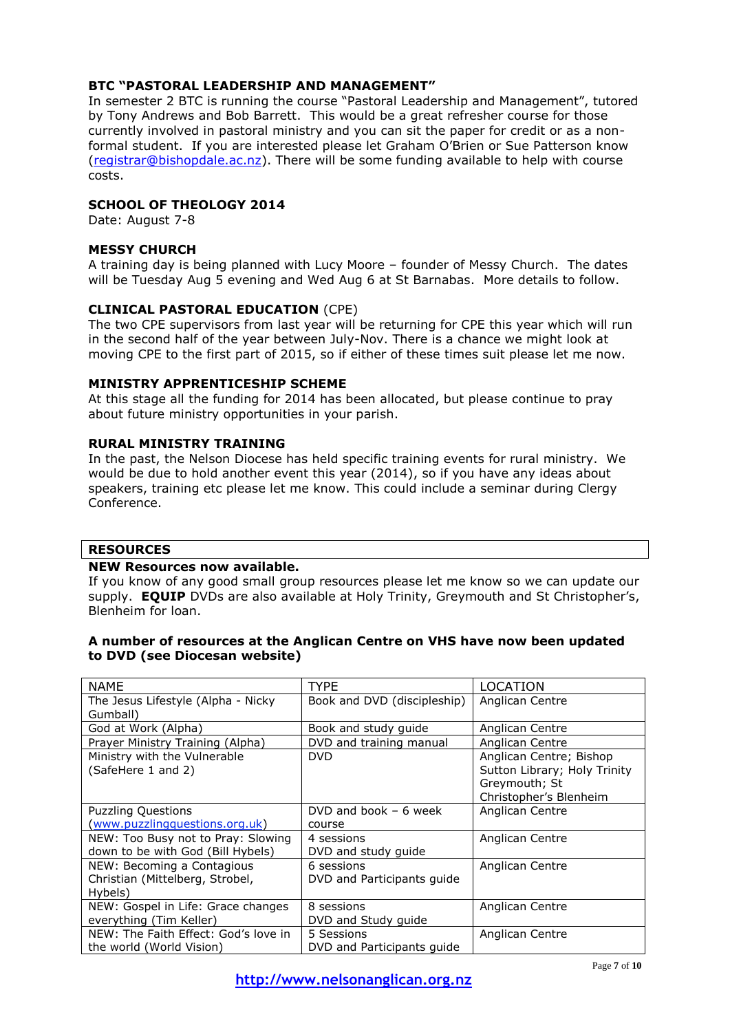### BTC "PASTORAL LEADERSHIP AND MANAGEMENT"

In semester 2 BTC is running the course "Pastoral Leadership and Management", tutored by Tony Andrews and Bob Barrett. This would be a great refresher course for those currently involved in pastoral ministry and you can sit the paper for credit or as a non-formal student. If you are interested please let Graham O'Brien or Sue Patterson know (registrar@bishopdale.ac.nz). There will be some funding available to help with course costs.

### SCHOOL OF THEOLOGY 2014

Date: August 7-8

### MESSY CHURCH

A training day is being planned with Lucy Moore – founder of Messy Church. The dates will be Tuesday Aug 5 evening and Wed Aug 6 at St Barnabas. More details to follow.

### CLINICAL PASTORAL EDUCATION (CPE)

The two CPE supervisors from last year will be returning for CPE this year which will run in the second half of the year between July-Nov. There is a chance we might look at moving CPE to the first part of 2015, so if either of these times suit please let me now.

### MINISTRY APPRENTICESHIP SCHEME

At this stage all the funding for 2014 has been allocated, but please continue to pray about future ministry opportunities in your parish.

### RURAL MINISTRY TRAINING

In the past, the Nelson Diocese has held specific training events for rural ministry. We would be due to hold another event this year (2014), so if you have any ideas about speakers, training etc please let me know. This could include a seminar during Clergy Conference.

## RESOURCES

**NEW Resources now available.**

If you know of any good small group resources please let me know so we can update our supply. **EQUIP** DVDs are also available at Holy Trinity, Greymouth and St Christopher's, Blenheim for loan.

**A number of resources at the Anglican Centre on VHS have now been updated to DVD (see Diocesan website)**

| NAME | TYPE | LOCATION |
|---|---|---|
| The Jesus Lifestyle (Alpha - Nicky Gumball) | Book and DVD (discipleship) | Anglican Centre |
| God at Work (Alpha) | Book and study guide | Anglican Centre |
| Prayer Ministry Training (Alpha) | DVD and training manual | Anglican Centre |
| Ministry with the Vulnerable (SafeHere 1 and 2) | DVD | Anglican Centre; Bishop Sutton Library; Holy Trinity Greymouth; St Christopher's Blenheim |
| Puzzling Questions (www.puzzlingquestions.org.uk) | DVD and book – 6 week course | Anglican Centre |
| NEW: Too Busy not to Pray: Slowing down to be with God (Bill Hybels) | 4 sessions DVD and study guide | Anglican Centre |
| NEW: Becoming a Contagious Christian (Mittelberg, Strobel, Hybels) | 6 sessions DVD and Participants guide | Anglican Centre |
| NEW: Gospel in Life: Grace changes everything (Tim Keller) | 8 sessions DVD and Study guide | Anglican Centre |
| NEW: The Faith Effect: God's love in the world (World Vision) | 5 Sessions DVD and Participants guide | Anglican Centre |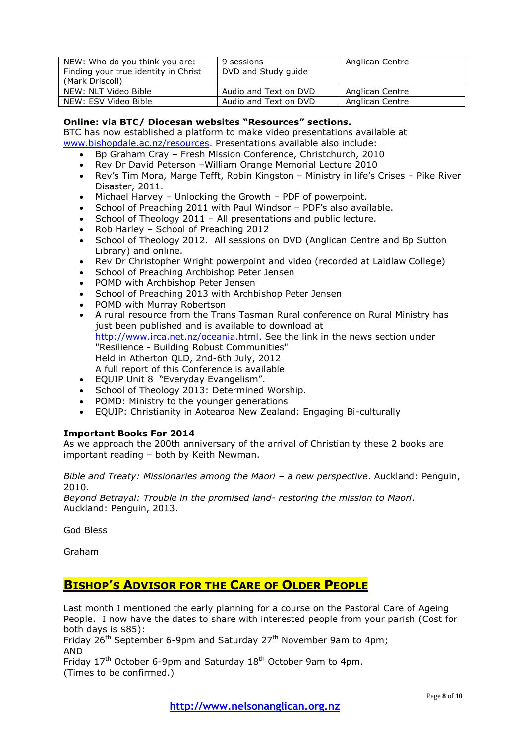| NEW: Who do you think you are: Finding your true identity in Christ (Mark Driscoll) | 9 sessions DVD and Study guide | Anglican Centre |
|---|---|---|
| NEW: NLT Video Bible | Audio and Text on DVD | Anglican Centre |
| NEW: ESV Video Bible | Audio and Text on DVD | Anglican Centre |

**Online: via BTC/ Diocesan websites "Resources" sections.**
BTC has now established a platform to make video presentations available at www.bishopdale.ac.nz/resources. Presentations available also include:

- Bp Graham Cray – Fresh Mission Conference, Christchurch, 2010
- Rev Dr David Peterson –William Orange Memorial Lecture 2010
- Rev's Tim Mora, Marge Tefft, Robin Kingston – Ministry in life's Crises – Pike River Disaster, 2011.
- Michael Harvey – Unlocking the Growth – PDF of powerpoint.
- School of Preaching 2011 with Paul Windsor – PDF's also available.
- School of Theology 2011 – All presentations and public lecture.
- Rob Harley – School of Preaching 2012
- School of Theology 2012. All sessions on DVD (Anglican Centre and Bp Sutton Library) and online.
- Rev Dr Christopher Wright powerpoint and video (recorded at Laidlaw College)
- School of Preaching Archbishop Peter Jensen
- POMD with Archbishop Peter Jensen
- School of Preaching 2013 with Archbishop Peter Jensen
- POMD with Murray Robertson
- A rural resource from the Trans Tasman Rural conference on Rural Ministry has just been published and is available to download at http://www.irca.net.nz/oceania.html. See the link in the news section under "Resilience - Building Robust Communities"
  Held in Atherton QLD, 2nd-6th July, 2012
  A full report of this Conference is available
- EQUIP Unit 8 "Everyday Evangelism".
- School of Theology 2013: Determined Worship.
- POMD: Ministry to the younger generations
- EQUIP: Christianity in Aotearoa New Zealand: Engaging Bi-culturally

**Important Books For 2014**
As we approach the 200th anniversary of the arrival of Christianity these 2 books are important reading – both by Keith Newman.

*Bible and Treaty: Missionaries among the Maori – a new perspective*. Auckland: Penguin, 2010.
*Beyond Betrayal: Trouble in the promised land- restoring the mission to Maori*. Auckland: Penguin, 2013.

God Bless

Graham

## BISHOP'S ADVISOR FOR THE CARE OF OLDER PEOPLE

Last month I mentioned the early planning for a course on the Pastoral Care of Ageing People. I now have the dates to share with interested people from your parish (Cost for both days is $85):
Friday 26th September 6-9pm and Saturday 27th November 9am to 4pm;
AND
Friday 17th October 6-9pm and Saturday 18th October 9am to 4pm.
(Times to be confirmed.)

http://www.nelsonanglican.org.nz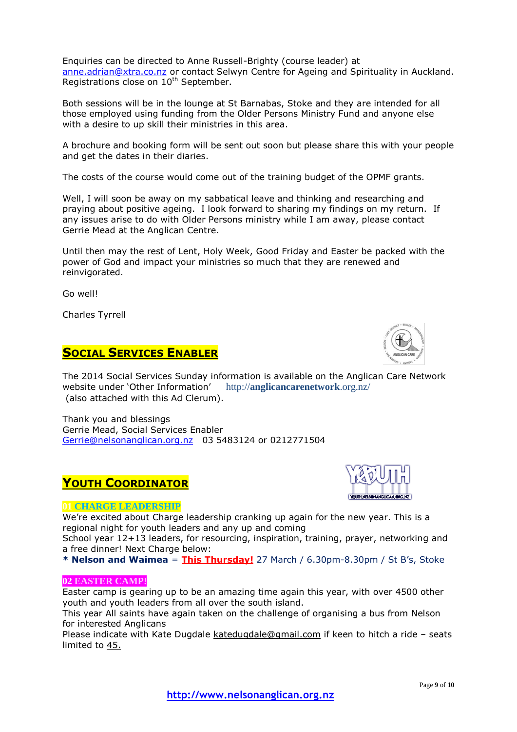Enquiries can be directed to Anne Russell-Brighty (course leader) at anne.adrian@xtra.co.nz or contact Selwyn Centre for Ageing and Spirituality in Auckland. Registrations close on 10th September.

Both sessions will be in the lounge at St Barnabas, Stoke and they are intended for all those employed using funding from the Older Persons Ministry Fund and anyone else with a desire to up skill their ministries in this area.

A brochure and booking form will be sent out soon but please share this with your people and get the dates in their diaries.

The costs of the course would come out of the training budget of the OPMF grants.

Well, I will soon be away on my sabbatical leave and thinking and researching and praying about positive ageing. I look forward to sharing my findings on my return. If any issues arise to do with Older Persons ministry while I am away, please contact Gerrie Mead at the Anglican Centre.

Until then may the rest of Lent, Holy Week, Good Friday and Easter be packed with the power of God and impact your ministries so much that they are renewed and reinvigorated.

Go well!

Charles Tyrrell

## Social Services Enabler

The 2014 Social Services Sunday information is available on the Anglican Care Network website under 'Other Information' http://anglicancarenetwork.org.nz/ (also attached with this Ad Clerum).

Thank you and blessings
Gerrie Mead, Social Services Enabler
Gerrie@nelsonanglican.org.nz 03 5483124 or 0212771504

## Youth Coordinator

### 01 CHARGE LEADERSHIP

We're excited about Charge leadership cranking up again for the new year. This is a regional night for youth leaders and any up and coming School year 12+13 leaders, for resourcing, inspiration, training, prayer, networking and a free dinner! Next Charge below:

**\* Nelson and Waimea** = **This Thursday!** 27 March / 6.30pm-8.30pm / St B's, Stoke

### 02 EASTER CAMP!

Easter camp is gearing up to be an amazing time again this year, with over 4500 other youth and youth leaders from all over the south island.

This year All saints have again taken on the challenge of organising a bus from Nelson for interested Anglicans

Please indicate with Kate Dugdale katedugdale@gmail.com if keen to hitch a ride – seats limited to 45.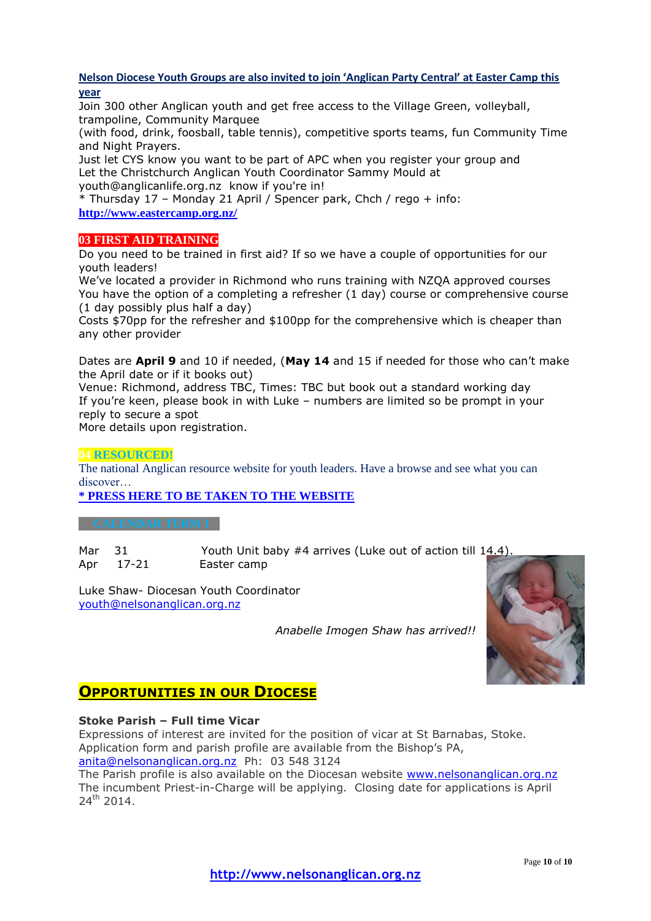**Nelson Diocese Youth Groups are also invited to join 'Anglican Party Central' at Easter Camp this year**

Join 300 other Anglican youth and get free access to the Village Green, volleyball, trampoline, Community Marquee
(with food, drink, foosball, table tennis), competitive sports teams, fun Community Time and Night Prayers.
Just let CYS know you want to be part of APC when you register your group and
Let the Christchurch Anglican Youth Coordinator Sammy Mould at youth@anglicanlife.org.nz know if you're in!
* Thursday 17 – Monday 21 April / Spencer park, Chch / rego + info: **http://www.eastercamp.org.nz/**

## 03 FIRST AID TRAINING

Do you need to be trained in first aid? If so we have a couple of opportunities for our youth leaders!
We've located a provider in Richmond who runs training with NZQA approved courses
You have the option of a completing a refresher (1 day) course or comprehensive course (1 day possibly plus half a day)
Costs $70pp for the refresher and $100pp for the comprehensive which is cheaper than any other provider

Dates are **April 9** and 10 if needed, (**May 14** and 15 if needed for those who can't make the April date or if it books out)
Venue: Richmond, address TBC, Times: TBC but book out a standard working day
If you're keen, please book in with Luke – numbers are limited so be prompt in your reply to secure a spot
More details upon registration.

## 04 RESOURCED!

The national Anglican resource website for youth leaders. Have a browse and see what you can discover…

**\* PRESS HERE TO BE TAKEN TO THE WEBSITE**

## CALENDAR TERM 1

| | | |
|---|---|---|
| Mar | 31 | Youth Unit baby #4 arrives (Luke out of action till 14.4). |
| Apr | 17-21 | Easter camp |

Luke Shaw- Diocesan Youth Coordinator
youth@nelsonanglican.org.nz

*Anabelle Imogen Shaw has arrived!!*

# Opportunities in our Diocese

**Stoke Parish – Full time Vicar**

Expressions of interest are invited for the position of vicar at St Barnabas, Stoke.
Application form and parish profile are available from the Bishop's PA,
anita@nelsonanglican.org.nz Ph: 03 548 3124
The Parish profile is also available on the Diocesan website www.nelsonanglican.org.nz
The incumbent Priest-in-Charge will be applying. Closing date for applications is April 24th 2014.

http://www.nelsonanglican.org.nz